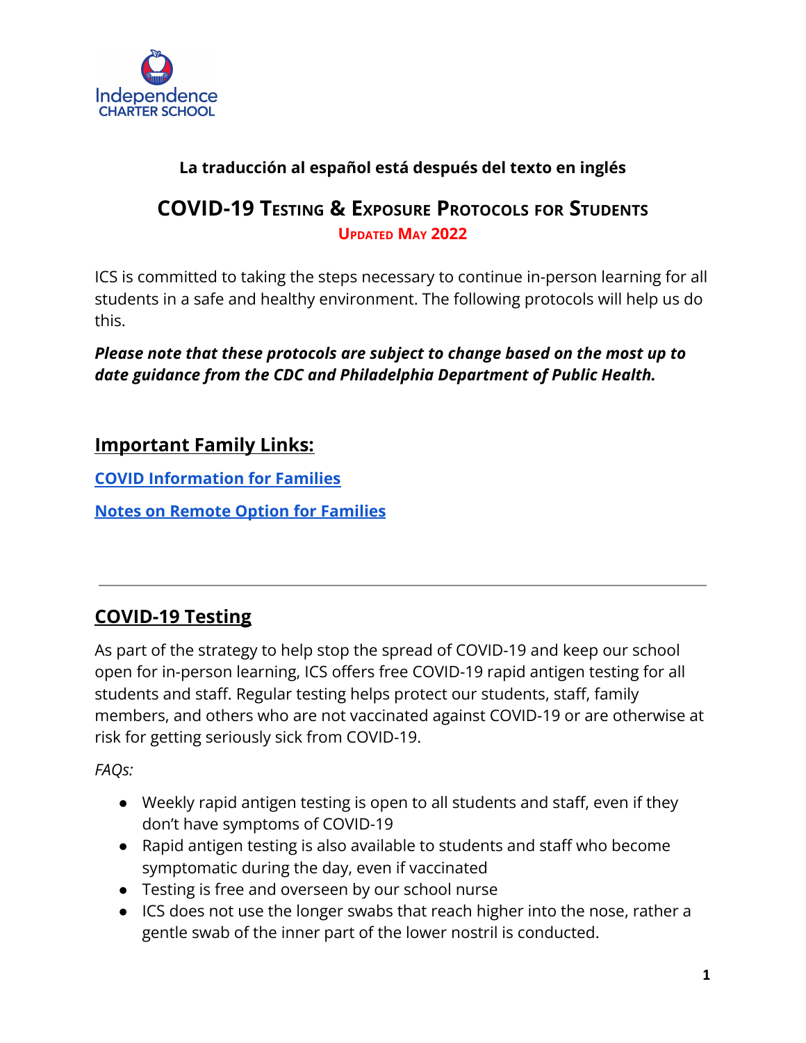**La traducción al español está después del texto en inglés**

# COVID-19 Testing & Exposure Protocols for Students

**Updated May 2022**

ICS is committed to taking the steps necessary to continue in-person learning for all students in a safe and healthy environment. The following protocols will help us do this.

***Please note that these protocols are subject to change based on the most up to date guidance from the CDC and Philadelphia Department of Public Health.***

## Important Family Links:

**COVID Information for Families**

**Notes on Remote Option for Families**

---

## COVID-19 Testing

As part of the strategy to help stop the spread of COVID-19 and keep our school open for in-person learning, ICS offers free COVID-19 rapid antigen testing for all students and staff. Regular testing helps protect our students, staff, family members, and others who are not vaccinated against COVID-19 or are otherwise at risk for getting seriously sick from COVID-19.

*FAQs:*

- Weekly rapid antigen testing is open to all students and staff, even if they don't have symptoms of COVID-19
- Rapid antigen testing is also available to students and staff who become symptomatic during the day, even if vaccinated
- Testing is free and overseen by our school nurse
- ICS does not use the longer swabs that reach higher into the nose, rather a gentle swab of the inner part of the lower nostril is conducted.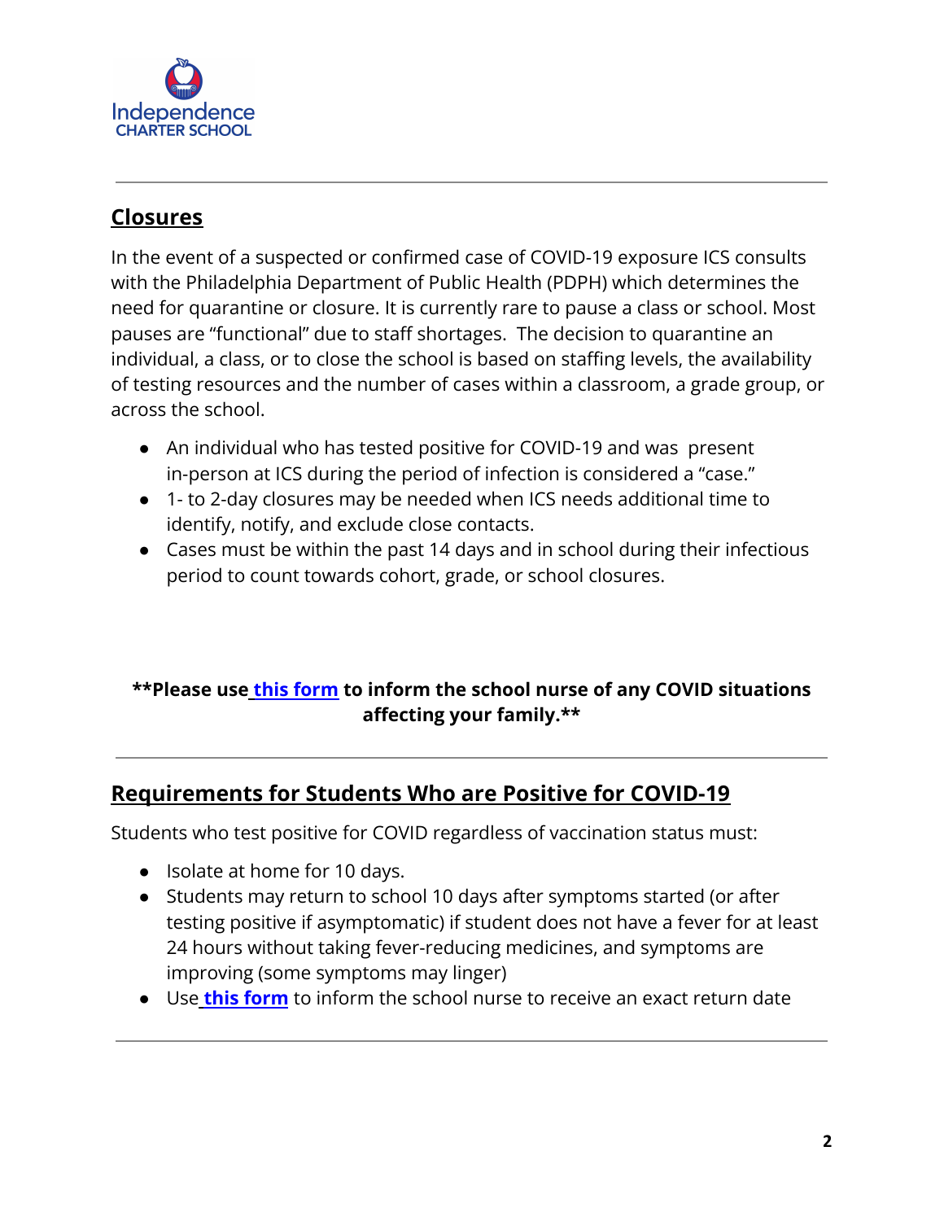## Closures

In the event of a suspected or confirmed case of COVID-19 exposure ICS consults with the Philadelphia Department of Public Health (PDPH) which determines the need for quarantine or closure. It is currently rare to pause a class or school. Most pauses are "functional" due to staff shortages. The decision to quarantine an individual, a class, or to close the school is based on staffing levels, the availability of testing resources and the number of cases within a classroom, a grade group, or across the school.

- An individual who has tested positive for COVID-19 and was present in-person at ICS during the period of infection is considered a "case."
- 1- to 2-day closures may be needed when ICS needs additional time to identify, notify, and exclude close contacts.
- Cases must be within the past 14 days and in school during their infectious period to count towards cohort, grade, or school closures.

**\*\*Please use this form to inform the school nurse of any COVID situations affecting your family.\*\***

## Requirements for Students Who are Positive for COVID-19

Students who test positive for COVID regardless of vaccination status must:

- Isolate at home for 10 days.
- Students may return to school 10 days after symptoms started (or after testing positive if asymptomatic) if student does not have a fever for at least 24 hours without taking fever-reducing medicines, and symptoms are improving (some symptoms may linger)
- Use **this form** to inform the school nurse to receive an exact return date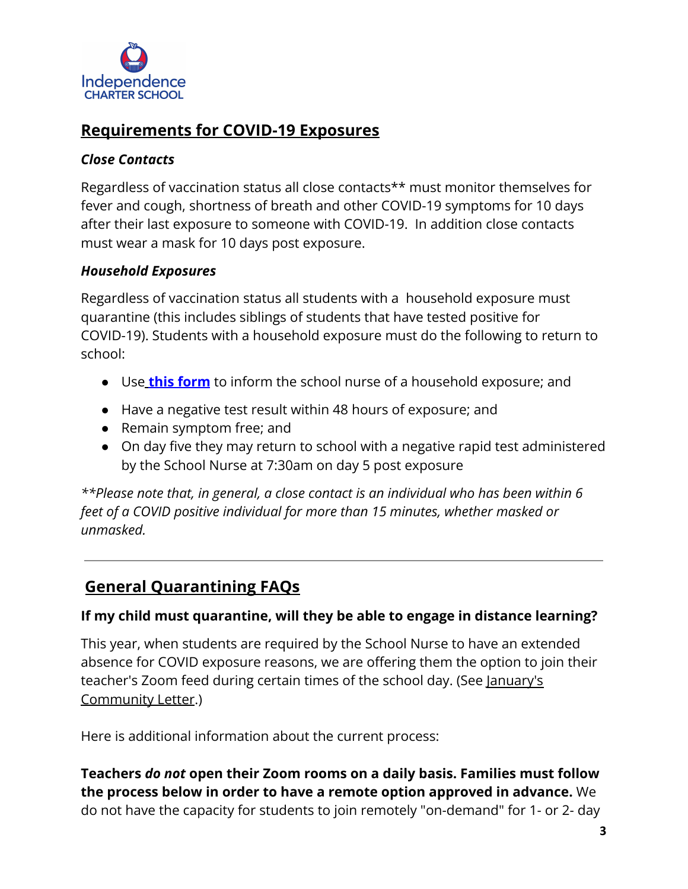Independence CHARTER SCHOOL

## Requirements for COVID-19 Exposures

### *Close Contacts*

Regardless of vaccination status all close contacts** must monitor themselves for fever and cough, shortness of breath and other COVID-19 symptoms for 10 days after their last exposure to someone with COVID-19. In addition close contacts must wear a mask for 10 days post exposure.

### *Household Exposures*

Regardless of vaccination status all students with a household exposure must quarantine (this includes siblings of students that have tested positive for COVID-19). Students with a household exposure must do the following to return to school:

- Use **this form** to inform the school nurse of a household exposure; and
- Have a negative test result within 48 hours of exposure; and
- Remain symptom free; and
- On day five they may return to school with a negative rapid test administered by the School Nurse at 7:30am on day 5 post exposure

*\*\*Please note that, in general, a close contact is an individual who has been within 6 feet of a COVID positive individual for more than 15 minutes, whether masked or unmasked.*

---

## General Quarantining FAQs

### If my child must quarantine, will they be able to engage in distance learning?

This year, when students are required by the School Nurse to have an extended absence for COVID exposure reasons, we are offering them the option to join their teacher's Zoom feed during certain times of the school day. (See January's Community Letter.)

Here is additional information about the current process:

**Teachers *do not* open their Zoom rooms on a daily basis. Families must follow the process below in order to have a remote option approved in advance.** We do not have the capacity for students to join remotely "on-demand" for 1- or 2- day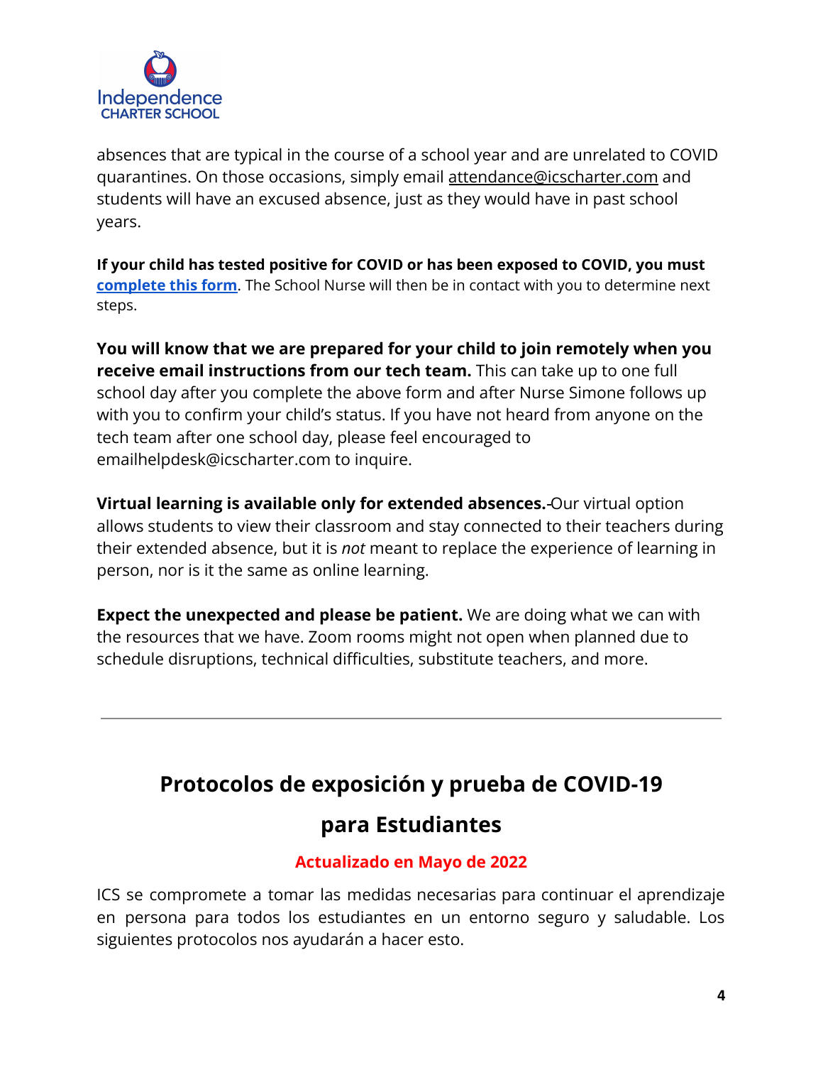absences that are typical in the course of a school year and are unrelated to COVID quarantines. On those occasions, simply email attendance@icscharter.com and students will have an excused absence, just as they would have in past school years.

**If your child has tested positive for COVID or has been exposed to COVID, you must complete this form**. The School Nurse will then be in contact with you to determine next steps.

**You will know that we are prepared for your child to join remotely when you receive email instructions from our tech team.** This can take up to one full school day after you complete the above form and after Nurse Simone follows up with you to confirm your child's status. If you have not heard from anyone on the tech team after one school day, please feel encouraged to emailhelpdesk@icscharter.com to inquire.

**Virtual learning is available only for extended absences.** Our virtual option allows students to view their classroom and stay connected to their teachers during their extended absence, but it is *not* meant to replace the experience of learning in person, nor is it the same as online learning.

**Expect the unexpected and please be patient.** We are doing what we can with the resources that we have. Zoom rooms might not open when planned due to schedule disruptions, technical difficulties, substitute teachers, and more.

---

## Protocolos de exposición y prueba de COVID-19 para Estudiantes

**Actualizado en Mayo de 2022**

ICS se compromete a tomar las medidas necesarias para continuar el aprendizaje en persona para todos los estudiantes en un entorno seguro y saludable. Los siguientes protocolos nos ayudarán a hacer esto.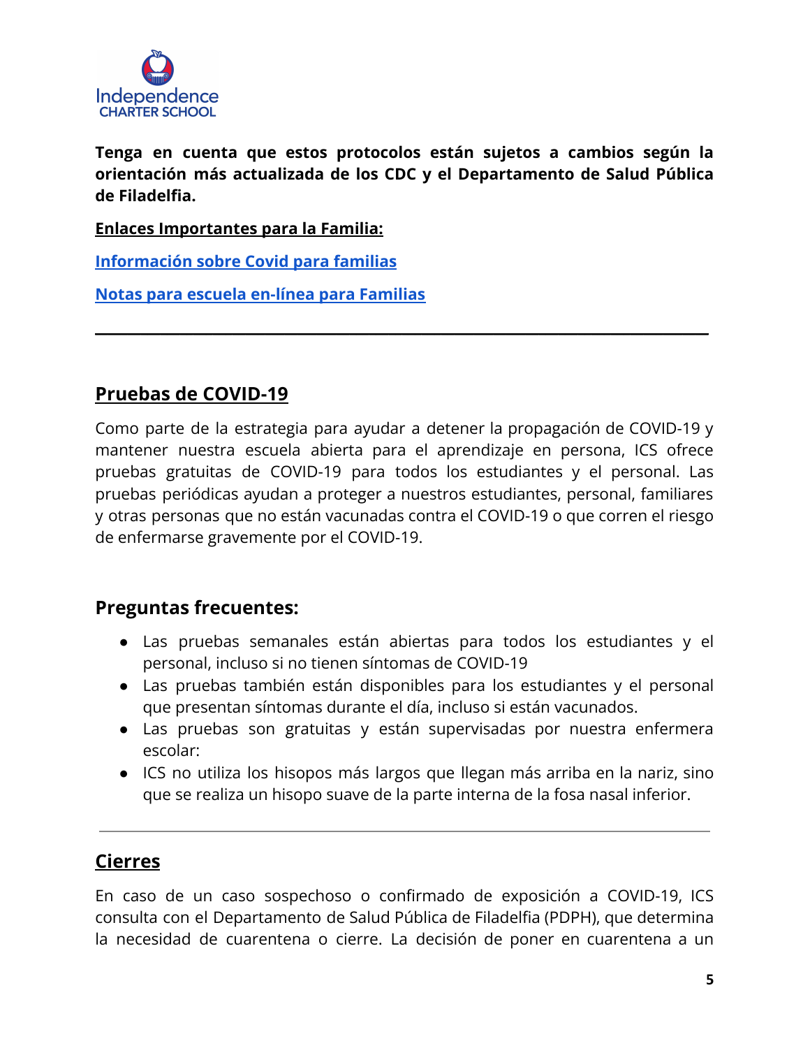**Tenga en cuenta que estos protocolos están sujetos a cambios según la orientación más actualizada de los CDC y el Departamento de Salud Pública de Filadelfia.**

**Enlaces Importantes para la Familia:**

**Información sobre Covid para familias**

**Notas para escuela en-línea para Familias**

---

## Pruebas de COVID-19

Como parte de la estrategia para ayudar a detener la propagación de COVID-19 y mantener nuestra escuela abierta para el aprendizaje en persona, ICS ofrece pruebas gratuitas de COVID-19 para todos los estudiantes y el personal. Las pruebas periódicas ayudan a proteger a nuestros estudiantes, personal, familiares y otras personas que no están vacunadas contra el COVID-19 o que corren el riesgo de enfermarse gravemente por el COVID-19.

### Preguntas frecuentes:

- Las pruebas semanales están abiertas para todos los estudiantes y el personal, incluso si no tienen síntomas de COVID-19
- Las pruebas también están disponibles para los estudiantes y el personal que presentan síntomas durante el día, incluso si están vacunados.
- Las pruebas son gratuitas y están supervisadas por nuestra enfermera escolar:
- ICS no utiliza los hisopos más largos que llegan más arriba en la nariz, sino que se realiza un hisopo suave de la parte interna de la fosa nasal inferior.

---

## Cierres

En caso de un caso sospechoso o confirmado de exposición a COVID-19, ICS consulta con el Departamento de Salud Pública de Filadelfia (PDPH), que determina la necesidad de cuarentena o cierre. La decisión de poner en cuarentena a un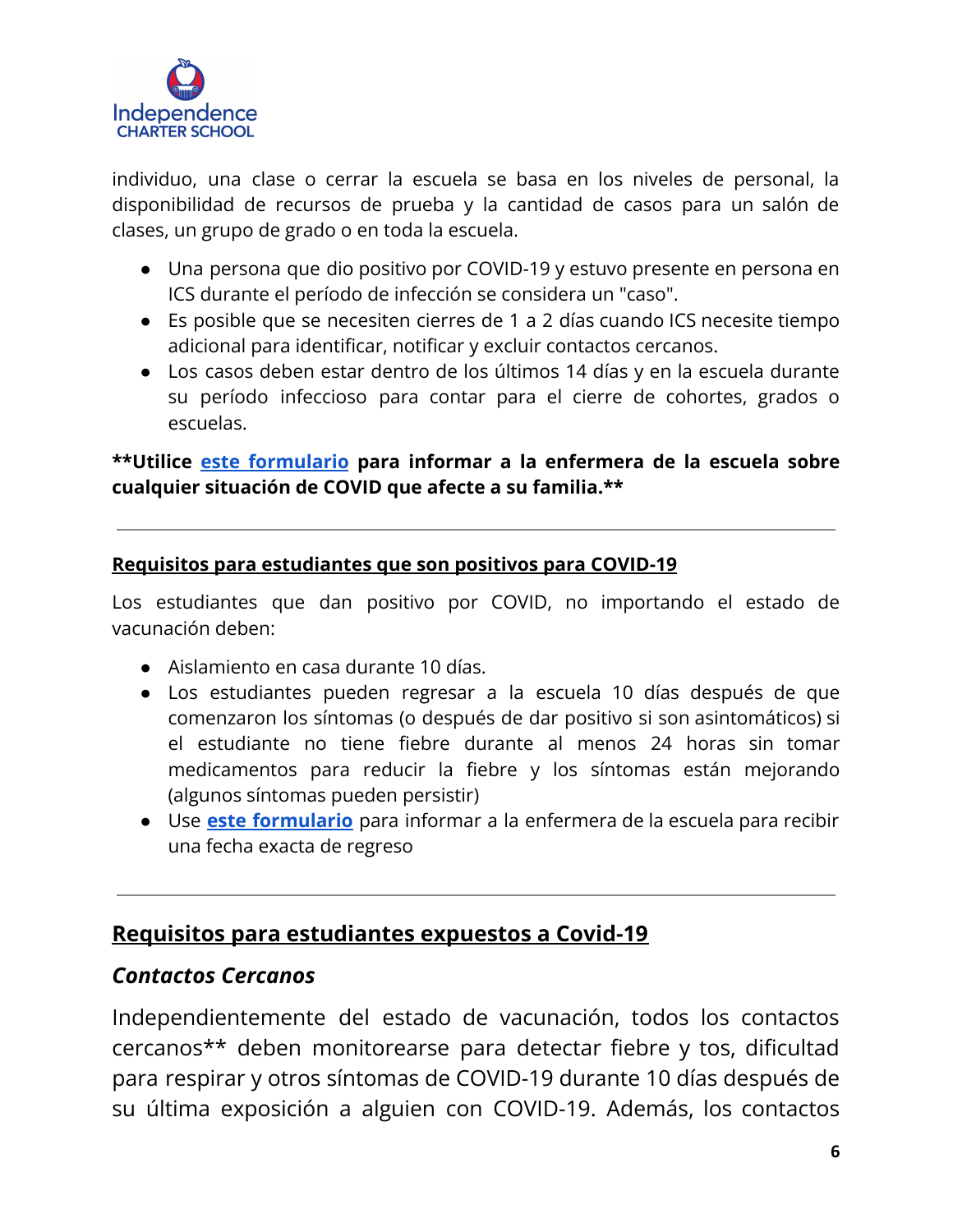individuo, una clase o cerrar la escuela se basa en los niveles de personal, la disponibilidad de recursos de prueba y la cantidad de casos para un salón de clases, un grupo de grado o en toda la escuela.

- Una persona que dio positivo por COVID-19 y estuvo presente en persona en ICS durante el período de infección se considera un "caso".
- Es posible que se necesiten cierres de 1 a 2 días cuando ICS necesite tiempo adicional para identificar, notificar y excluir contactos cercanos.
- Los casos deben estar dentro de los últimos 14 días y en la escuela durante su período infeccioso para contar para el cierre de cohortes, grados o escuelas.

****Utilice este formulario para informar a la enfermera de la escuela sobre cualquier situación de COVID que afecte a su familia.****

---

**Requisitos para estudiantes que son positivos para COVID-19**

Los estudiantes que dan positivo por COVID, no importando el estado de vacunación deben:

- Aislamiento en casa durante 10 días.
- Los estudiantes pueden regresar a la escuela 10 días después de que comenzaron los síntomas (o después de dar positivo si son asintomáticos) si el estudiante no tiene fiebre durante al menos 24 horas sin tomar medicamentos para reducir la fiebre y los síntomas están mejorando (algunos síntomas pueden persistir)
- Use **este formulario** para informar a la enfermera de la escuela para recibir una fecha exacta de regreso

---

## Requisitos para estudiantes expuestos a Covid-19

### *Contactos Cercanos*

Independientemente del estado de vacunación, todos los contactos cercanos** deben monitorearse para detectar fiebre y tos, dificultad para respirar y otros síntomas de COVID-19 durante 10 días después de su última exposición a alguien con COVID-19. Además, los contactos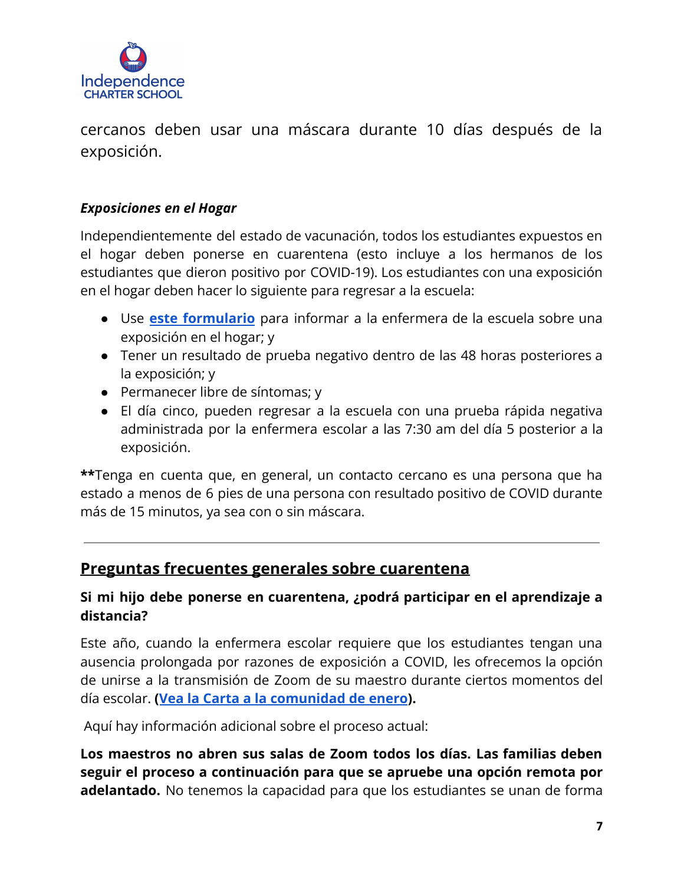cercanos deben usar una máscara durante 10 días después de la exposición.

***Exposiciones en el Hogar***

Independientemente del estado de vacunación, todos los estudiantes expuestos en el hogar deben ponerse en cuarentena (esto incluye a los hermanos de los estudiantes que dieron positivo por COVID-19). Los estudiantes con una exposición en el hogar deben hacer lo siguiente para regresar a la escuela:

- Use **este formulario** para informar a la enfermera de la escuela sobre una exposición en el hogar; y
- Tener un resultado de prueba negativo dentro de las 48 horas posteriores a la exposición; y
- Permanecer libre de síntomas; y
- El día cinco, pueden regresar a la escuela con una prueba rápida negativa administrada por la enfermera escolar a las 7:30 am del día 5 posterior a la exposición.

**Tenga en cuenta que, en general, un contacto cercano es una persona que ha estado a menos de 6 pies de una persona con resultado positivo de COVID durante más de 15 minutos, ya sea con o sin máscara.

---

## Preguntas frecuentes generales sobre cuarentena

**Si mi hijo debe ponerse en cuarentena, ¿podrá participar en el aprendizaje a distancia?**

Este año, cuando la enfermera escolar requiere que los estudiantes tengan una ausencia prolongada por razones de exposición a COVID, les ofrecemos la opción de unirse a la transmisión de Zoom de su maestro durante ciertos momentos del día escolar. **(Vea la Carta a la comunidad de enero).**

Aquí hay información adicional sobre el proceso actual:

**Los maestros no abren sus salas de Zoom todos los días. Las familias deben seguir el proceso a continuación para que se apruebe una opción remota por adelantado.** No tenemos la capacidad para que los estudiantes se unan de forma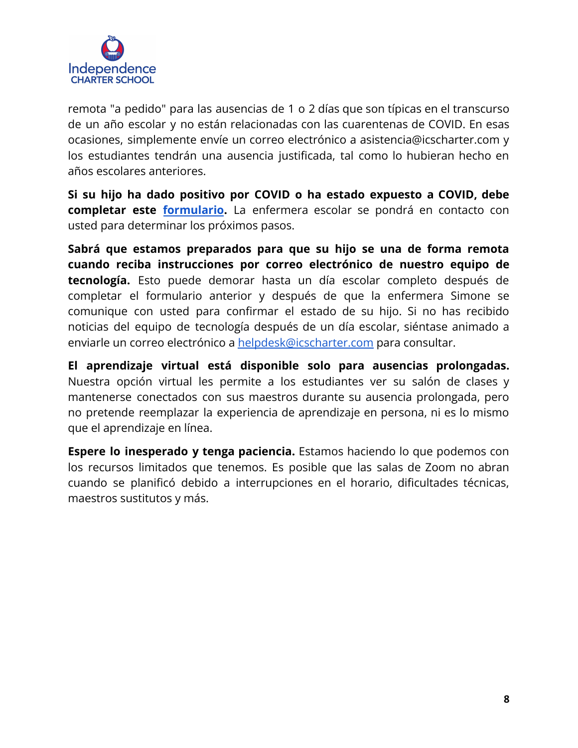remota "a pedido" para las ausencias de 1 o 2 días que son típicas en el transcurso de un año escolar y no están relacionadas con las cuarentenas de COVID. En esas ocasiones, simplemente envíe un correo electrónico a asistencia@icscharter.com y los estudiantes tendrán una ausencia justificada, tal como lo hubieran hecho en años escolares anteriores.

**Si su hijo ha dado positivo por COVID o ha estado expuesto a COVID, debe completar este formulario.** La enfermera escolar se pondrá en contacto con usted para determinar los próximos pasos.

**Sabrá que estamos preparados para que su hijo se una de forma remota cuando reciba instrucciones por correo electrónico de nuestro equipo de tecnología.** Esto puede demorar hasta un día escolar completo después de completar el formulario anterior y después de que la enfermera Simone se comunique con usted para confirmar el estado de su hijo. Si no has recibido noticias del equipo de tecnología después de un día escolar, siéntase animado a enviarle un correo electrónico a helpdesk@icscharter.com para consultar.

**El aprendizaje virtual está disponible solo para ausencias prolongadas.** Nuestra opción virtual les permite a los estudiantes ver su salón de clases y mantenerse conectados con sus maestros durante su ausencia prolongada, pero no pretende reemplazar la experiencia de aprendizaje en persona, ni es lo mismo que el aprendizaje en línea.

**Espere lo inesperado y tenga paciencia.** Estamos haciendo lo que podemos con los recursos limitados que tenemos. Es posible que las salas de Zoom no abran cuando se planificó debido a interrupciones en el horario, dificultades técnicas, maestros sustitutos y más.